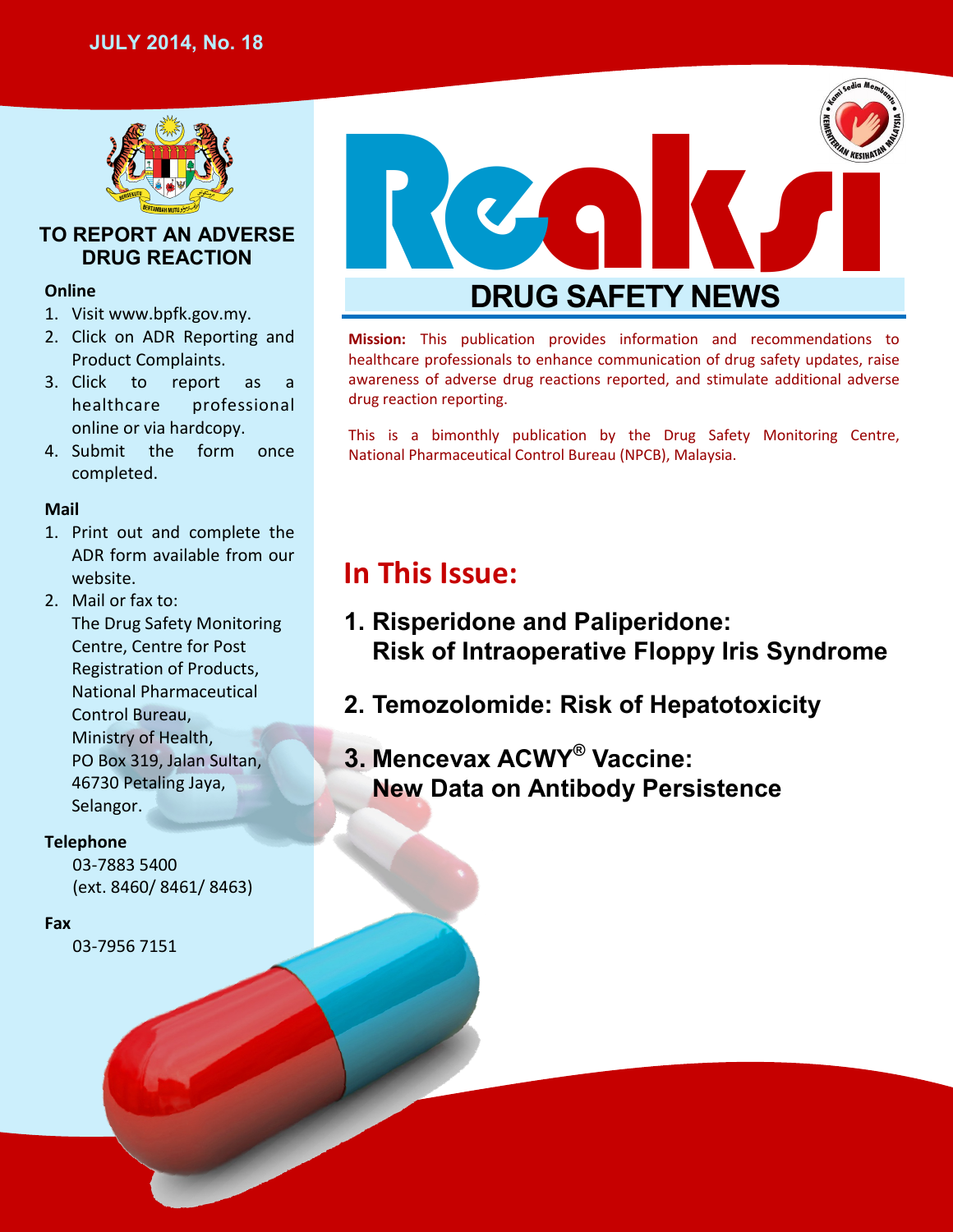JULY 2014, No. 18

# Reaksi

## DRUG SAFETY NEWS

**Mission:** This publication provides information and recommendations to healthcare professionals to enhance communication of drug safety updates, raise awareness of adverse drug reactions reported, and stimulate additional adverse drug reaction reporting.

This is a bimonthly publication by the Drug Safety Monitoring Centre, National Pharmaceutical Control Bureau (NPCB), Malaysia.

## In This Issue:

1. **Risperidone and Paliperidone: Risk of Intraoperative Floppy Iris Syndrome**
2. **Temozolomide: Risk of Hepatotoxicity**
3. **Mencevax ACWY® Vaccine: New Data on Antibody Persistence**

## TO REPORT AN ADVERSE DRUG REACTION

**Online**

1. Visit www.bpfk.gov.my.
2. Click on ADR Reporting and Product Complaints.
3. Click to report as a healthcare professional online or via hardcopy.
4. Submit the form once completed.

**Mail**

1. Print out and complete the ADR form available from our website.
2. Mail or fax to:
   The Drug Safety Monitoring Centre, Centre for Post Registration of Products, National Pharmaceutical Control Bureau,
   Ministry of Health,
   PO Box 319, Jalan Sultan,
   46730 Petaling Jaya,
   Selangor.

**Telephone**

03-7883 5400
(ext. 8460/ 8461/ 8463)

**Fax**

03-7956 7151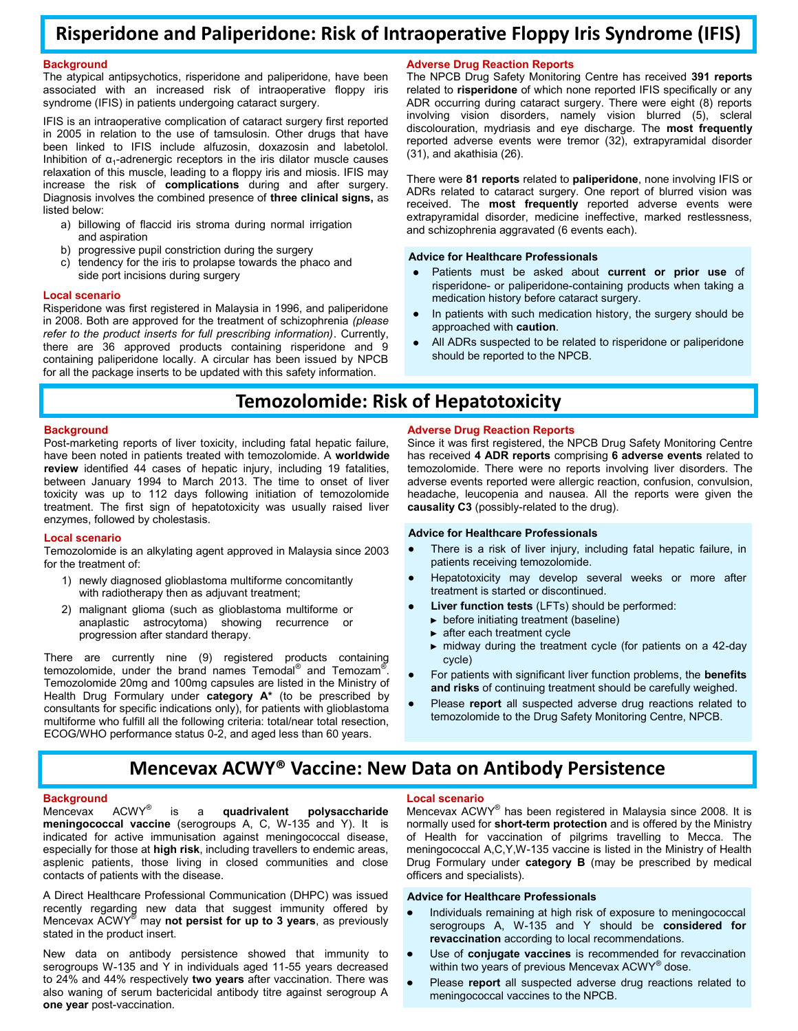# Risperidone and Paliperidone: Risk of Intraoperative Floppy Iris Syndrome (IFIS)

### Background

The atypical antipsychotics, risperidone and paliperidone, have been associated with an increased risk of intraoperative floppy iris syndrome (IFIS) in patients undergoing cataract surgery.

IFIS is an intraoperative complication of cataract surgery first reported in 2005 in relation to the use of tamsulosin. Other drugs that have been linked to IFIS include alfuzosin, doxazosin and labetolol. Inhibition of $\alpha_1$-adrenergic receptors in the iris dilator muscle causes relaxation of this muscle, leading to a floppy iris and miosis. IFIS may increase the risk of **complications** during and after surgery. Diagnosis involves the combined presence of **three clinical signs,** as listed below:

a) billowing of flaccid iris stroma during normal irrigation and aspiration
b) progressive pupil constriction during the surgery
c) tendency for the iris to prolapse towards the phaco and side port incisions during surgery

### Local scenario

Risperidone was first registered in Malaysia in 1996, and paliperidone in 2008. Both are approved for the treatment of schizophrenia *(please refer to the product inserts for full prescribing information)*. Currently, there are 36 approved products containing risperidone and 9 containing paliperidone locally. A circular has been issued by NPCB for all the package inserts to be updated with this safety information.

### Adverse Drug Reaction Reports

The NPCB Drug Safety Monitoring Centre has received **391 reports** related to **risperidone** of which none reported IFIS specifically or any ADR occurring during cataract surgery. There were eight (8) reports involving vision disorders, namely vision blurred (5), scleral discolouration, mydriasis and eye discharge. The **most frequently** reported adverse events were tremor (32), extrapyramidal disorder (31), and akathisia (26).

There were **81 reports** related to **paliperidone**, none involving IFIS or ADRs related to cataract surgery. One report of blurred vision was received. The **most frequently** reported adverse events were extrapyramidal disorder, medicine ineffective, marked restlessness, and schizophrenia aggravated (6 events each).

### Advice for Healthcare Professionals

- Patients must be asked about **current or prior use** of risperidone- or paliperidone-containing products when taking a medication history before cataract surgery.
- In patients with such medication history, the surgery should be approached with **caution**.
- All ADRs suspected to be related to risperidone or paliperidone should be reported to the NPCB.

# Temozolomide: Risk of Hepatotoxicity

### Background

Post-marketing reports of liver toxicity, including fatal hepatic failure, have been noted in patients treated with temozolomide. A **worldwide review** identified 44 cases of hepatic injury, including 19 fatalities, between January 1994 to March 2013. The time to onset of liver toxicity was up to 112 days following initiation of temozolomide treatment. The first sign of hepatotoxicity was usually raised liver enzymes, followed by cholestasis.

### Local scenario

Temozolomide is an alkylating agent approved in Malaysia since 2003 for the treatment of:

1) newly diagnosed glioblastoma multiforme concomitantly with radiotherapy then as adjuvant treatment;
2) malignant glioma (such as glioblastoma multiforme or anaplastic astrocytoma) showing recurrence or progression after standard therapy.

There are currently nine (9) registered products containing temozolomide, under the brand names Temodal® and Temozam®. Temozolomide 20mg and 100mg capsules are listed in the Ministry of Health Drug Formulary under **category A*** (to be prescribed by consultants for specific indications only), for patients with glioblastoma multiforme who fulfill all the following criteria: total/near total resection, ECOG/WHO performance status 0-2, and aged less than 60 years.

### Adverse Drug Reaction Reports

Since it was first registered, the NPCB Drug Safety Monitoring Centre has received **4 ADR reports** comprising **6 adverse events** related to temozolomide. There were no reports involving liver disorders. The adverse events reported were allergic reaction, confusion, convulsion, headache, leucopenia and nausea. All the reports were given the **causality C3** (possibly-related to the drug).

### Advice for Healthcare Professionals

- There is a risk of liver injury, including fatal hepatic failure, in patients receiving temozolomide.
- Hepatotoxicity may develop several weeks or more after treatment is started or discontinued.
- **Liver function tests** (LFTs) should be performed:
  - before initiating treatment (baseline)
  - after each treatment cycle
  - midway during the treatment cycle (for patients on a 42-day cycle)
- For patients with significant liver function problems, the **benefits and risks** of continuing treatment should be carefully weighed.
- Please **report** all suspected adverse drug reactions related to temozolomide to the Drug Safety Monitoring Centre, NPCB.

# Mencevax ACWY® Vaccine: New Data on Antibody Persistence

### Background

Mencevax ACWY® is a **quadrivalent polysaccharide meningococcal vaccine** (serogroups A, C, W-135 and Y). It is indicated for active immunisation against meningococcal disease, especially for those at **high risk**, including travellers to endemic areas, asplenic patients, those living in closed communities and close contacts of patients with the disease.

A Direct Healthcare Professional Communication (DHPC) was issued recently regarding new data that suggest immunity offered by Mencevax ACWY® may **not persist for up to 3 years**, as previously stated in the product insert.

New data on antibody persistence showed that immunity to serogroups W-135 and Y in individuals aged 11-55 years decreased to 24% and 44% respectively **two years** after vaccination. There was also waning of serum bactericidal antibody titre against serogroup A **one year** post-vaccination.

### Local scenario

Mencevax ACWY® has been registered in Malaysia since 2008. It is normally used for **short-term protection** and is offered by the Ministry of Health for vaccination of pilgrims travelling to Mecca. The meningococcal A,C,Y,W-135 vaccine is listed in the Ministry of Health Drug Formulary under **category B** (may be prescribed by medical officers and specialists).

### Advice for Healthcare Professionals

- Individuals remaining at high risk of exposure to meningococcal serogroups A, W-135 and Y should be **considered for revaccination** according to local recommendations.
- Use of **conjugate vaccines** is recommended for revaccination within two years of previous Mencevax ACWY® dose.
- Please **report** all suspected adverse drug reactions related to meningococcal vaccines to the NPCB.